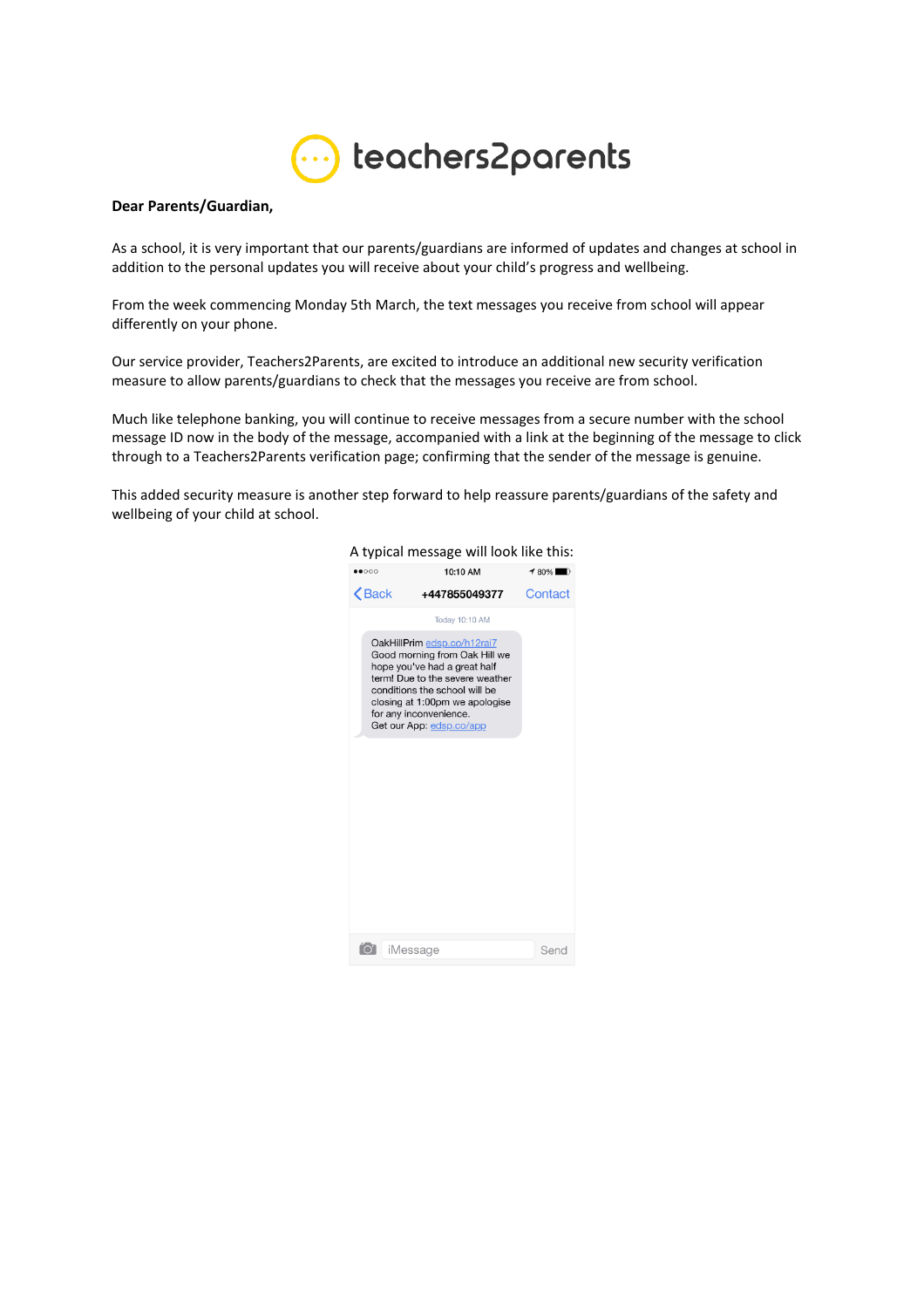teachers2parents

**Dear Parents/Guardian,**

As a school, it is very important that our parents/guardians are informed of updates and changes at school in addition to the personal updates you will receive about your child's progress and wellbeing.

From the week commencing Monday 5th March, the text messages you receive from school will appear differently on your phone.

Our service provider, Teachers2Parents, are excited to introduce an additional new security verification measure to allow parents/guardians to check that the messages you receive are from school.

Much like telephone banking, you will continue to receive messages from a secure number with the school message ID now in the body of the message, accompanied with a link at the beginning of the message to click through to a Teachers2Parents verification page; confirming that the sender of the message is genuine.

This added security measure is another step forward to help reassure parents/guardians of the safety and wellbeing of your child at school.

A typical message will look like this:

10:10 AM

Back +447855049377 Contact

Today 10:10 AM

OakHillPrim edsp.co/h12ral7
Good morning from Oak Hill we hope you've had a great half term! Due to the severe weather conditions the school will be closing at 1:00pm we apologise for any inconvenience.
Get our App: edsp.co/app

iMessage Send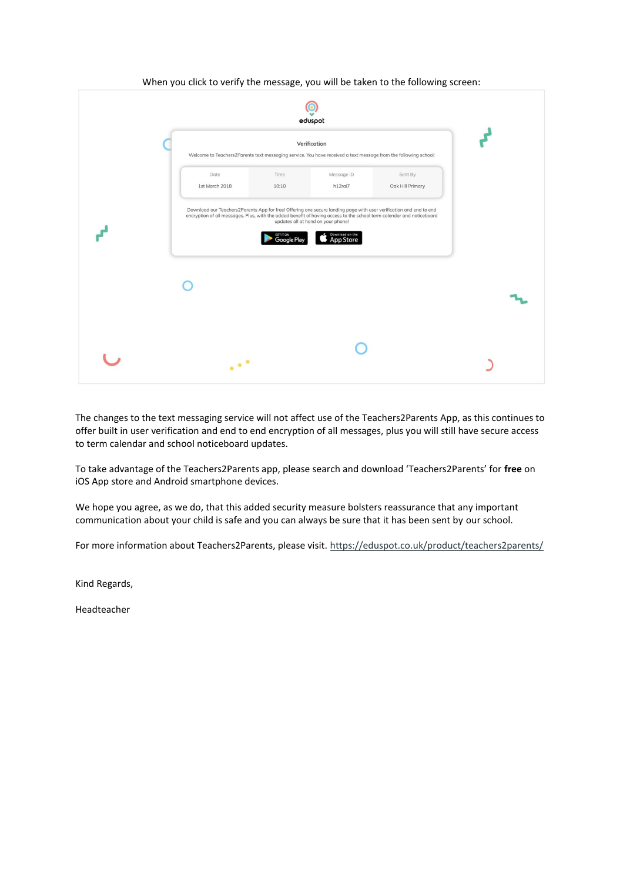When you click to verify the message, you will be taken to the following screen:

eduspot

Verification

Welcome to Teachers2Parents text messaging service. You have received a text message from the following school:

| Date | Time | Message ID | Sent By |
| --- | --- | --- | --- |
| 1st March 2018 | 10:10 | h12rai7 | Oak Hill Primary |

Download our Teachers2Parents App for free! Offering one secure landing page with user verification and end to end encryption of all messages. Plus, with the added benefit of having access to the school term calendar and noticeboard updates all at hand on your phone!

GET IT ON Google Play

Download on the App Store

The changes to the text messaging service will not affect use of the Teachers2Parents App, as this continues to offer built in user verification and end to end encryption of all messages, plus you will still have secure access to term calendar and school noticeboard updates.

To take advantage of the Teachers2Parents app, please search and download 'Teachers2Parents' for **free** on iOS App store and Android smartphone devices.

We hope you agree, as we do, that this added security measure bolsters reassurance that any important communication about your child is safe and you can always be sure that it has been sent by our school.

For more information about Teachers2Parents, please visit. https://eduspot.co.uk/product/teachers2parents/

Kind Regards,

Headteacher